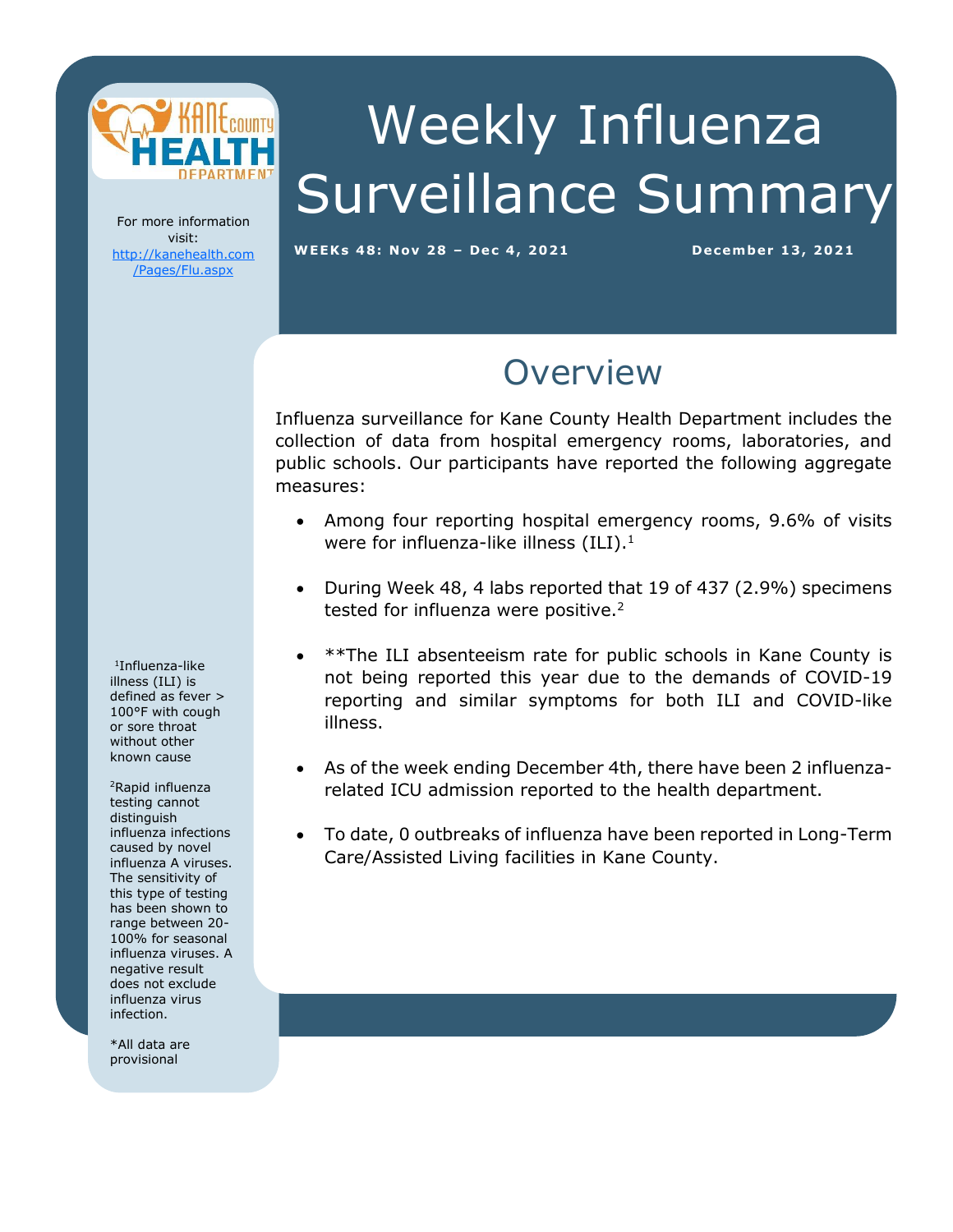# Weekly Influenza Surveillance Summary

**WEEKs 48: Nov 28 – Dec 4, 2021** **December 13, 2021**

For more information visit: [http://kanehealth.com/Pages/Flu.aspx](http://kanehealth.com/Pages/Flu.aspx)

## Overview

Influenza surveillance for Kane County Health Department includes the collection of data from hospital emergency rooms, laboratories, and public schools. Our participants have reported the following aggregate measures:

- Among four reporting hospital emergency rooms, 9.6% of visits were for influenza-like illness (ILI).[1]
- During Week 48, 4 labs reported that 19 of 437 (2.9%) specimens tested for influenza were positive.[2]
- **The ILI absenteeism rate for public schools in Kane County is not being reported this year due to the demands of COVID-19 reporting and similar symptoms for both ILI and COVID-like illness.
- As of the week ending December 4th, there have been 2 influenza-related ICU admission reported to the health department.
- To date, 0 outbreaks of influenza have been reported in Long-Term Care/Assisted Living facilities in Kane County.

[1]Influenza-like illness (ILI) is defined as fever > 100°F with cough or sore throat without other known cause

[2]Rapid influenza testing cannot distinguish influenza infections caused by novel influenza A viruses. The sensitivity of this type of testing has been shown to range between 20-100% for seasonal influenza viruses. A negative result does not exclude influenza virus infection.

*All data are provisional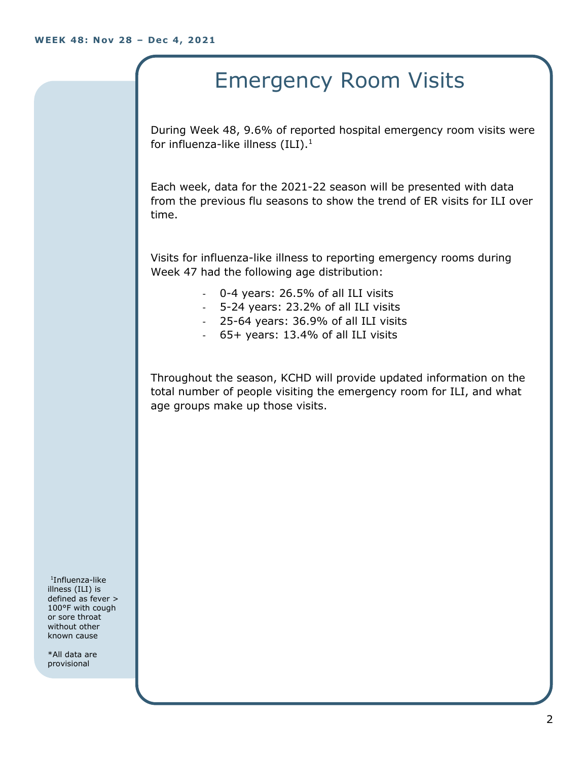# Emergency Room Visits

During Week 48, 9.6% of reported hospital emergency room visits were for influenza-like illness (ILI).[1]

Each week, data for the 2021-22 season will be presented with data from the previous flu seasons to show the trend of ER visits for ILI over time.

Visits for influenza-like illness to reporting emergency rooms during Week 47 had the following age distribution:

- 0-4 years: 26.5% of all ILI visits
- 5-24 years: 23.2% of all ILI visits
- 25-64 years: 36.9% of all ILI visits
- 65+ years: 13.4% of all ILI visits

Throughout the season, KCHD will provide updated information on the total number of people visiting the emergency room for ILI, and what age groups make up those visits.

[1]Influenza-like illness (ILI) is defined as fever > 100°F with cough or sore throat without other known cause

*All data are provisional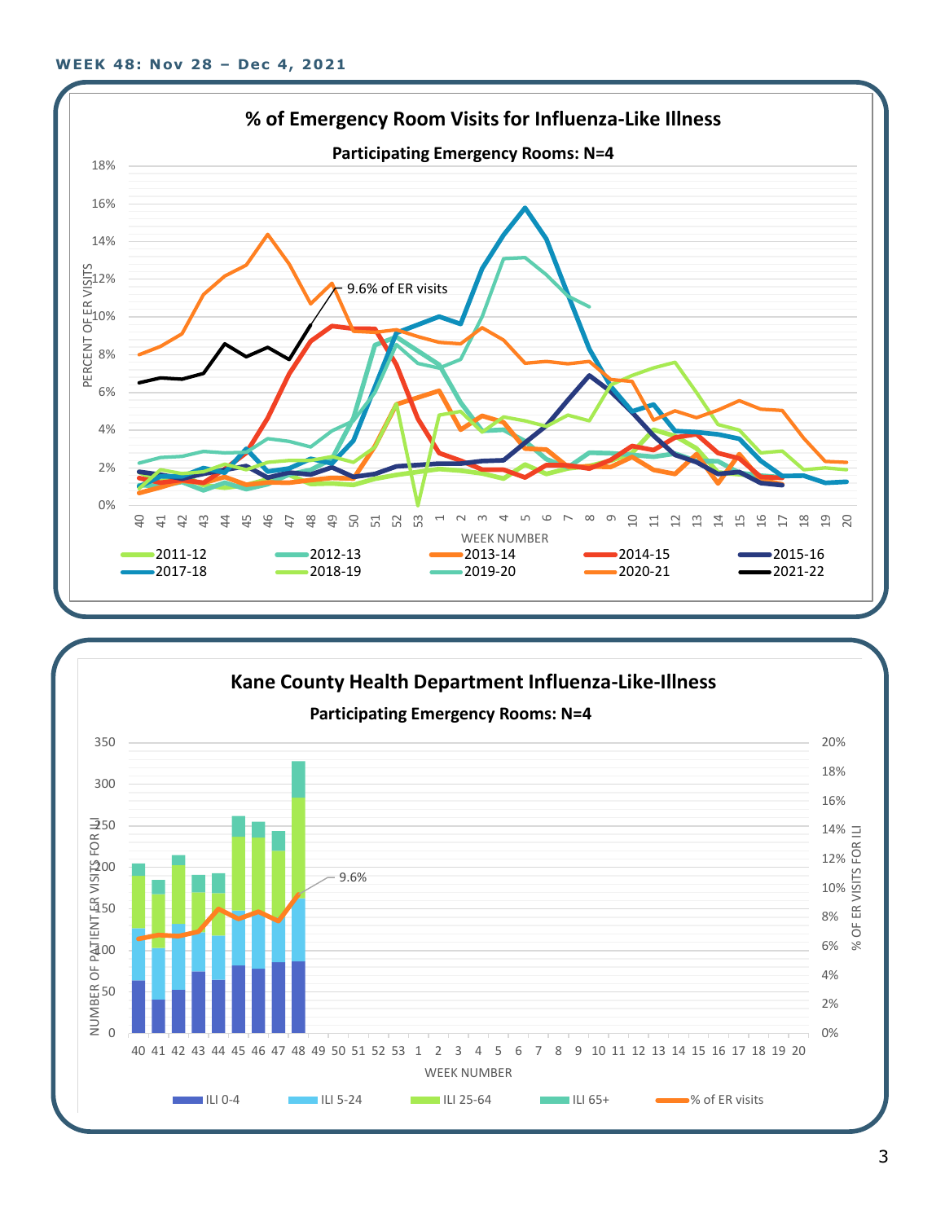**WEEK 48: Nov 28 – Dec 4, 2021**

## % of Emergency Room Visits for Influenza-Like Illness

**Participating Emergency Rooms: N=4**

9.6% of ER visits

PERCENT OF ER VISITS

WEEK NUMBER

2011-12, 2012-13, 2013-14, 2014-15, 2015-16, 2017-18, 2018-19, 2019-20, 2020-21, 2021-22

## Kane County Health Department Influenza-Like-Illness

**Participating Emergency Rooms: N=4**

9.6%

NUMBER OF PATIENT ER VISITS FOR ILI

% OF ER VISITS FOR ILI

WEEK NUMBER

ILI 0-4, ILI 5-24, ILI 25-64, ILI 65+, % of ER visits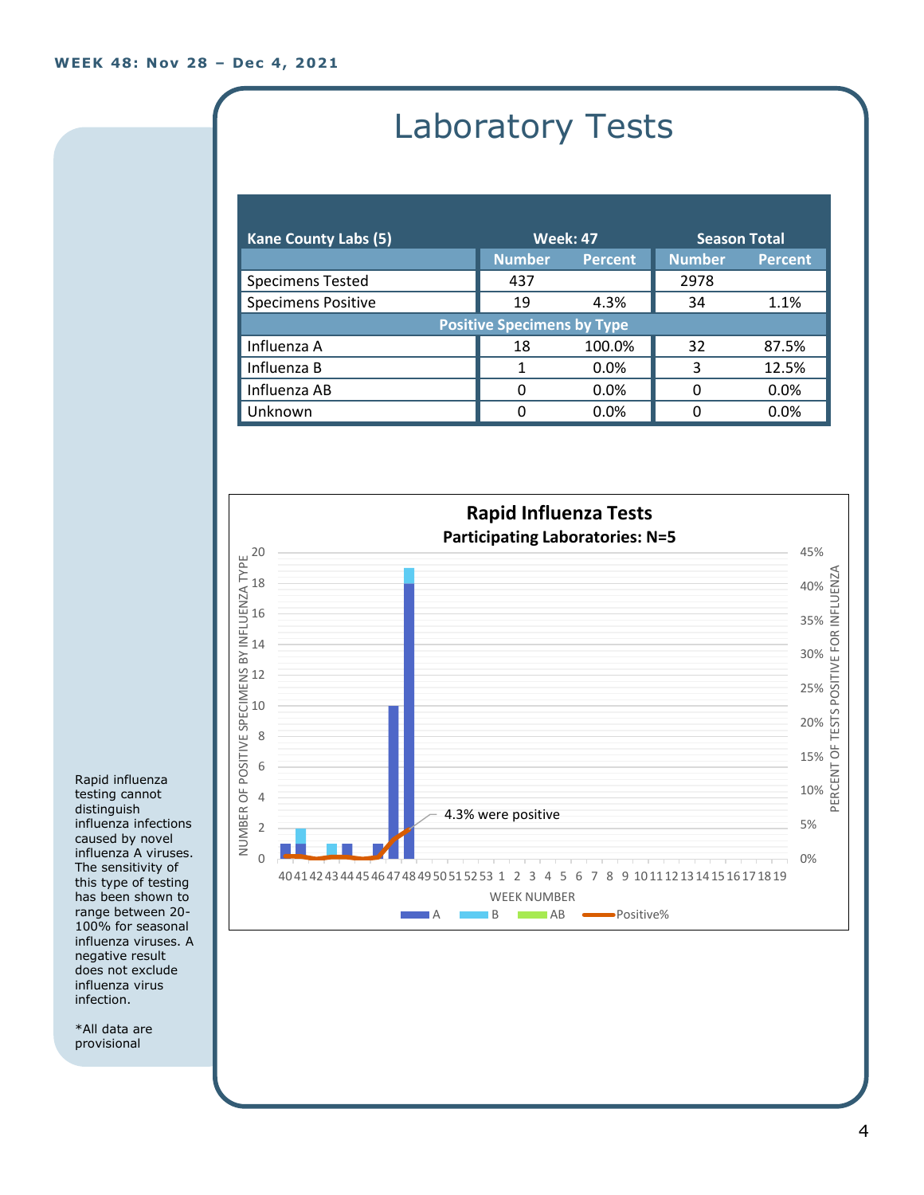WEEK 48: Nov 28 – Dec 4, 2021

# Laboratory Tests

| Kane County Labs (5) | Week: 47 | | Season Total | |
|---|---|---|---|---|
| | Number | Percent | Number | Percent |
| Specimens Tested | 437 | | 2978 | |
| Specimens Positive | 19 | 4.3% | 34 | 1.1% |
| **Positive Specimens by Type** | | | | |
| Influenza A | 18 | 100.0% | 32 | 87.5% |
| Influenza B | 1 | 0.0% | 3 | 12.5% |
| Influenza AB | 0 | 0.0% | 0 | 0.0% |
| Unknown | 0 | 0.0% | 0 | 0.0% |

**Rapid Influenza Tests**

**Participating Laboratories: N=5**

4.3% were positive

Rapid influenza testing cannot distinguish influenza infections caused by novel influenza A viruses. The sensitivity of this type of testing has been shown to range between 20-100% for seasonal influenza viruses. A negative result does not exclude influenza virus infection.

*All data are provisional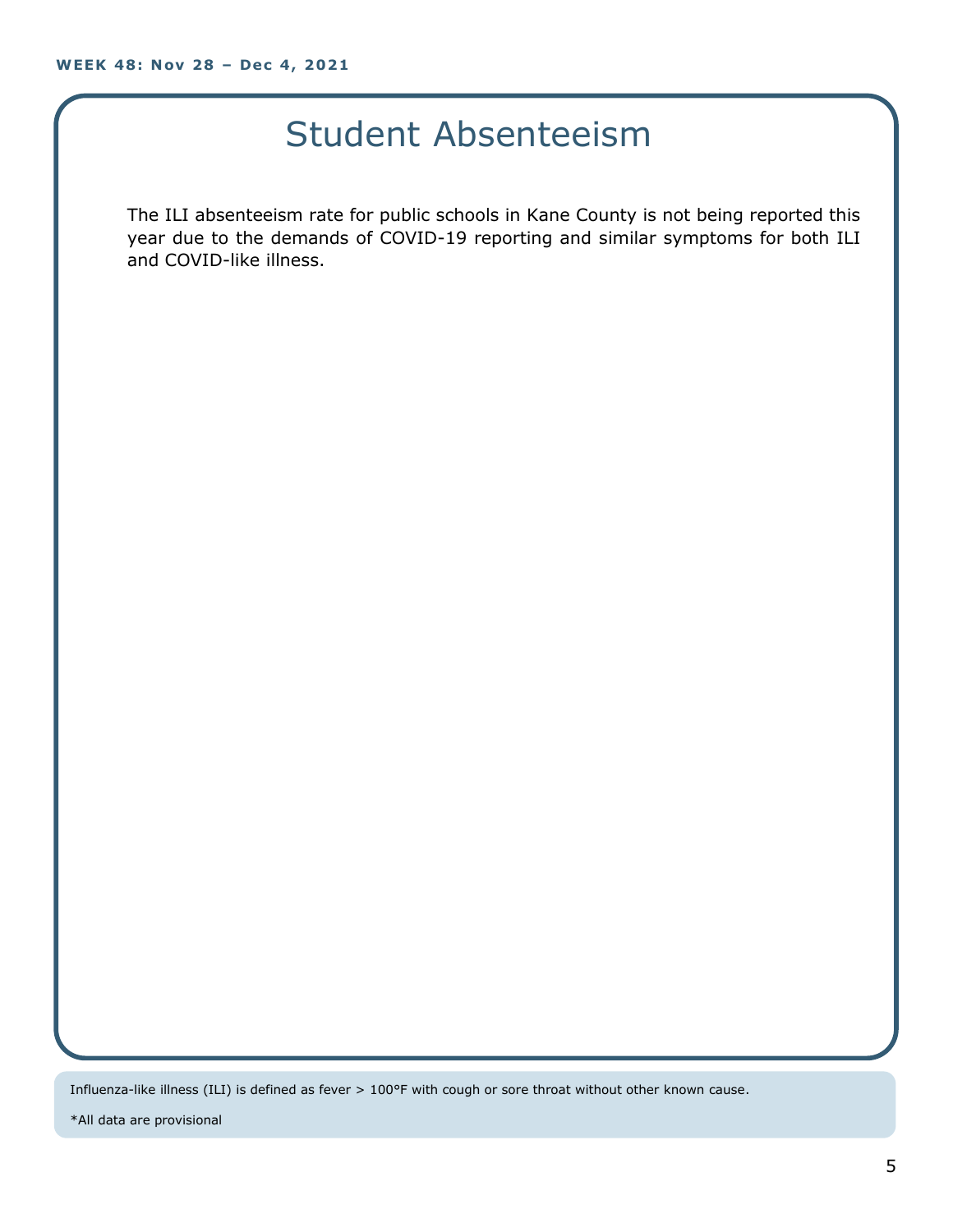# Student Absenteeism

The ILI absenteeism rate for public schools in Kane County is not being reported this year due to the demands of COVID-19 reporting and similar symptoms for both ILI and COVID-like illness.

Influenza-like illness (ILI) is defined as fever > 100°F with cough or sore throat without other known cause.

*All data are provisional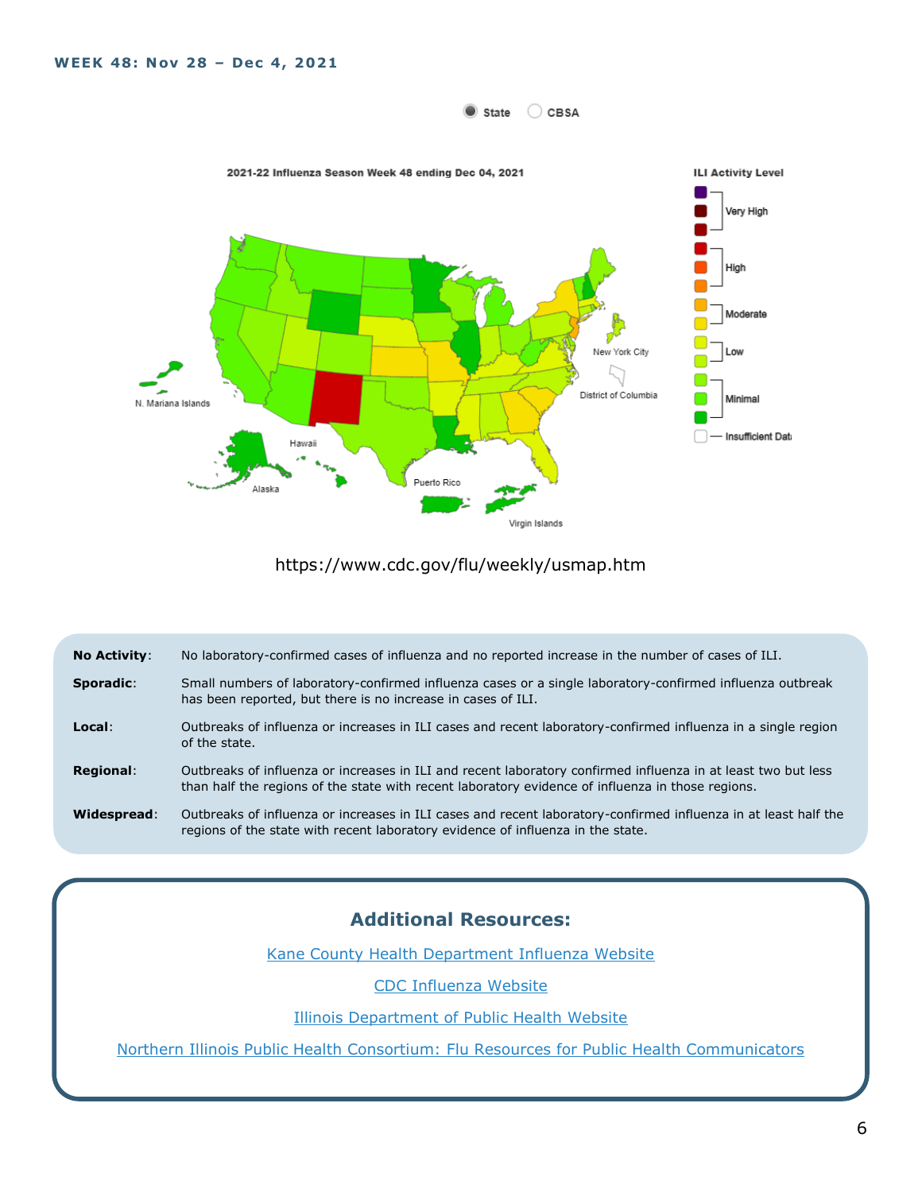**WEEK 48: Nov 28 – Dec 4, 2021**

State CBSA

2021-22 Influenza Season Week 48 ending Dec 04, 2021

ILI Activity Level

Very High

High

Moderate

Low

Minimal

Insufficient Data

N. Mariana Islands

New York City

District of Columbia

Hawaii

Alaska

Puerto Rico

Virgin Islands

https://www.cdc.gov/flu/weekly/usmap.htm

| | |
|---|---|
| **No Activity**: | No laboratory-confirmed cases of influenza and no reported increase in the number of cases of ILI. |
| **Sporadic**: | Small numbers of laboratory-confirmed influenza cases or a single laboratory-confirmed influenza outbreak has been reported, but there is no increase in cases of ILI. |
| **Local**: | Outbreaks of influenza or increases in ILI cases and recent laboratory-confirmed influenza in a single region of the state. |
| **Regional**: | Outbreaks of influenza or increases in ILI and recent laboratory confirmed influenza in at least two but less than half the regions of the state with recent laboratory evidence of influenza in those regions. |
| **Widespread**: | Outbreaks of influenza or increases in ILI cases and recent laboratory-confirmed influenza in at least half the regions of the state with recent laboratory evidence of influenza in the state. |

## Additional Resources:

Kane County Health Department Influenza Website

CDC Influenza Website

Illinois Department of Public Health Website

Northern Illinois Public Health Consortium: Flu Resources for Public Health Communicators